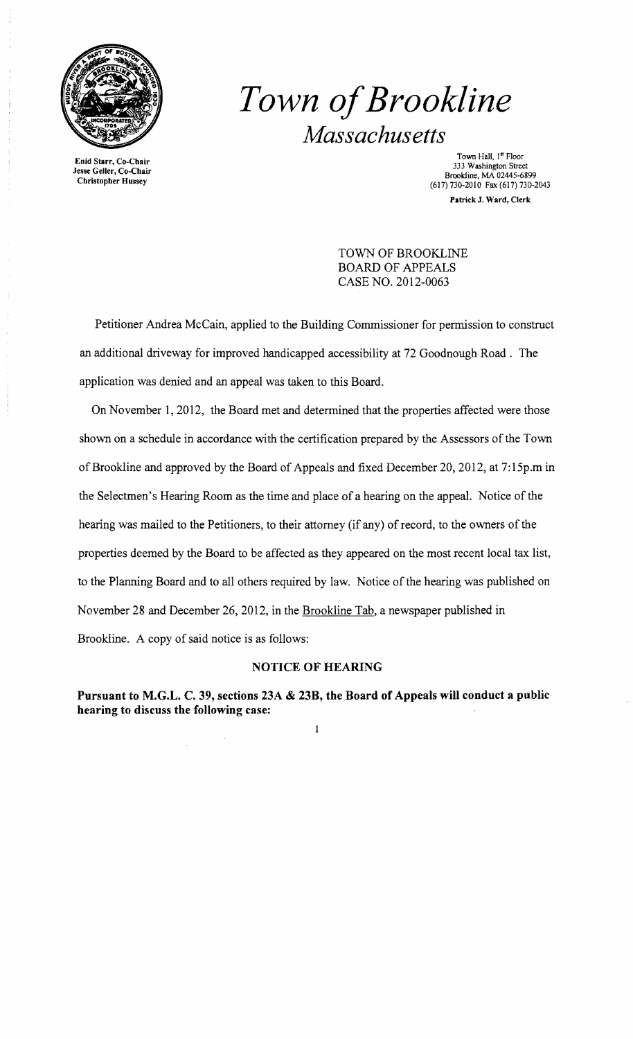# *Town of Brookline*
## *Massachusetts*

Enid Starr, Co-Chair
Jesse Geller, Co-Chair
Christopher Hussey

Town Hall, 1st Floor
333 Washington Street
Brookline, MA 02445-6899
(617) 730-2010 Fax (617) 730-2043

**Patrick J. Ward, Clerk**

TOWN OF BROOKLINE
BOARD OF APPEALS
CASE NO. 2012-0063

Petitioner Andrea McCain, applied to the Building Commissioner for permission to construct an additional driveway for improved handicapped accessibility at 72 Goodnough Road . The application was denied and an appeal was taken to this Board.

On November 1, 2012, the Board met and determined that the properties affected were those shown on a schedule in accordance with the certification prepared by the Assessors of the Town of Brookline and approved by the Board of Appeals and fixed December 20, 2012, at 7:15p.m in the Selectmen's Hearing Room as the time and place of a hearing on the appeal. Notice of the hearing was mailed to the Petitioners, to their attorney (if any) of record, to the owners of the properties deemed by the Board to be affected as they appeared on the most recent local tax list, to the Planning Board and to all others required by law. Notice of the hearing was published on November 28 and December 26, 2012, in the Brookline Tab, a newspaper published in Brookline. A copy of said notice is as follows:

**NOTICE OF HEARING**

**Pursuant to M.G.L. C. 39, sections 23A & 23B, the Board of Appeals will conduct a public hearing to discuss the following case:**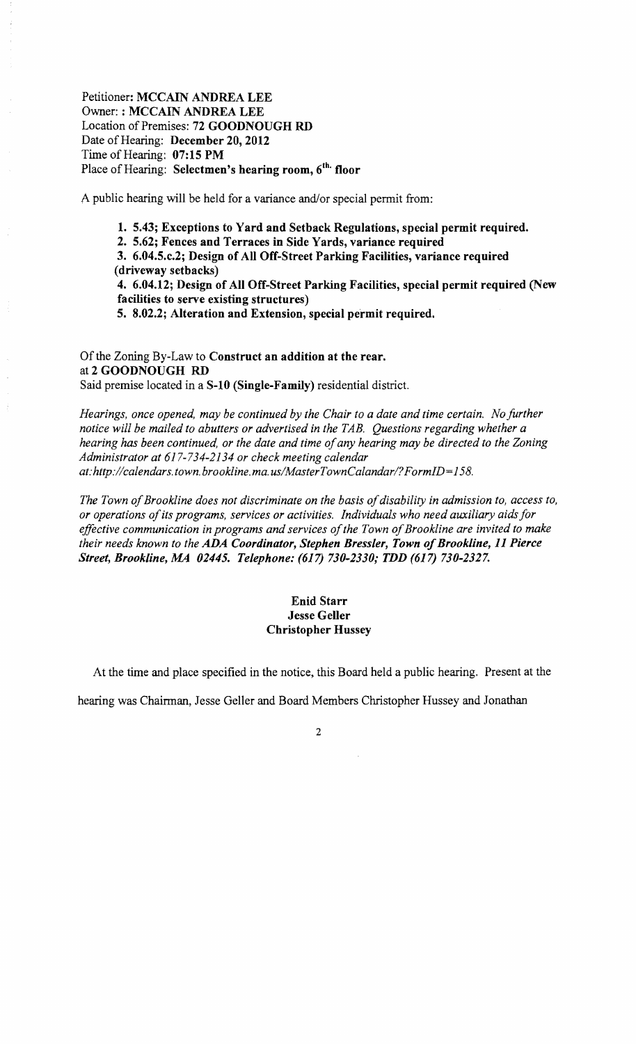Petitioner: **MCCAIN ANDREA LEE**
Owner: : **MCCAIN ANDREA LEE**
Location of Premises: **72 GOODNOUGH RD**
Date of Hearing: **December 20, 2012**
Time of Hearing: **07:15 PM**
Place of Hearing: **Selectmen's hearing room, 6th. floor**

A public hearing will be held for a variance and/or special permit from:

**1. 5.43; Exceptions to Yard and Setback Regulations, special permit required.**
**2. 5.62; Fences and Terraces in Side Yards, variance required**
**3. 6.04.5.c.2; Design of All Off-Street Parking Facilities, variance required (driveway setbacks)**
**4. 6.04.12; Design of All Off-Street Parking Facilities, special permit required (New facilities to serve existing structures)**
**5. 8.02.2; Alteration and Extension, special permit required.**

Of the Zoning By-Law to **Construct an addition at the rear.**
at **2 GOODNOUGH RD**
Said premise located in a **S-10 (Single-Family)** residential district.

*Hearings, once opened, may be continued by the Chair to a date and time certain. No further notice will be mailed to abutters or advertised in the TAB. Questions regarding whether a hearing has been continued, or the date and time of any hearing may be directed to the Zoning Administrator at 617-734-2134 or check meeting calendar at:http://calendars.town.brookline.ma.us/MasterTownCalandar/?FormID=158.*

*The Town of Brookline does not discriminate on the basis of disability in admission to, access to, or operations of its programs, services or activities. Individuals who need auxiliary aids for effective communication in programs and services of the Town of Brookline are invited to make their needs known to the **ADA Coordinator, Stephen Bressler, Town of Brookline, 11 Pierce Street, Brookline, MA 02445. Telephone: (617) 730-2330; TDD (617) 730-2327.***

**Enid Starr**
**Jesse Geller**
**Christopher Hussey**

At the time and place specified in the notice, this Board held a public hearing. Present at the hearing was Chairman, Jesse Geller and Board Members Christopher Hussey and Jonathan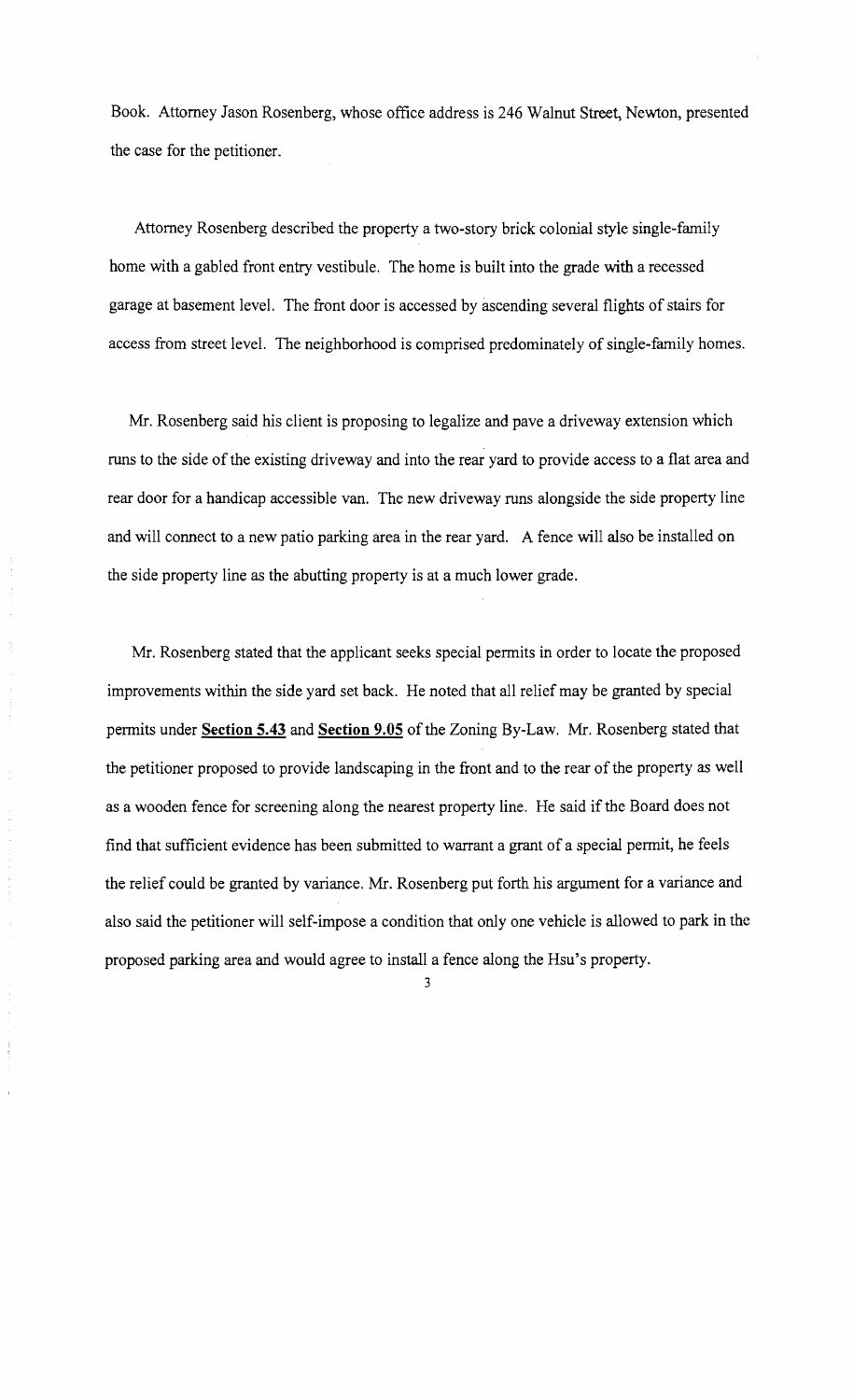Book. Attorney Jason Rosenberg, whose office address is 246 Walnut Street, Newton, presented the case for the petitioner.

Attorney Rosenberg described the property a two-story brick colonial style single-family home with a gabled front entry vestibule. The home is built into the grade with a recessed garage at basement level. The front door is accessed by ascending several flights of stairs for access from street level. The neighborhood is comprised predominately of single-family homes.

Mr. Rosenberg said his client is proposing to legalize and pave a driveway extension which runs to the side of the existing driveway and into the rear yard to provide access to a flat area and rear door for a handicap accessible van. The new driveway runs alongside the side property line and will connect to a new patio parking area in the rear yard. A fence will also be installed on the side property line as the abutting property is at a much lower grade.

Mr. Rosenberg stated that the applicant seeks special permits in order to locate the proposed improvements within the side yard set back. He noted that all relief may be granted by special permits under **Section 5.43** and **Section 9.05** of the Zoning By-Law. Mr. Rosenberg stated that the petitioner proposed to provide landscaping in the front and to the rear of the property as well as a wooden fence for screening along the nearest property line. He said if the Board does not find that sufficient evidence has been submitted to warrant a grant of a special permit, he feels the relief could be granted by variance. Mr. Rosenberg put forth his argument for a variance and also said the petitioner will self-impose a condition that only one vehicle is allowed to park in the proposed parking area and would agree to install a fence along the Hsu's property.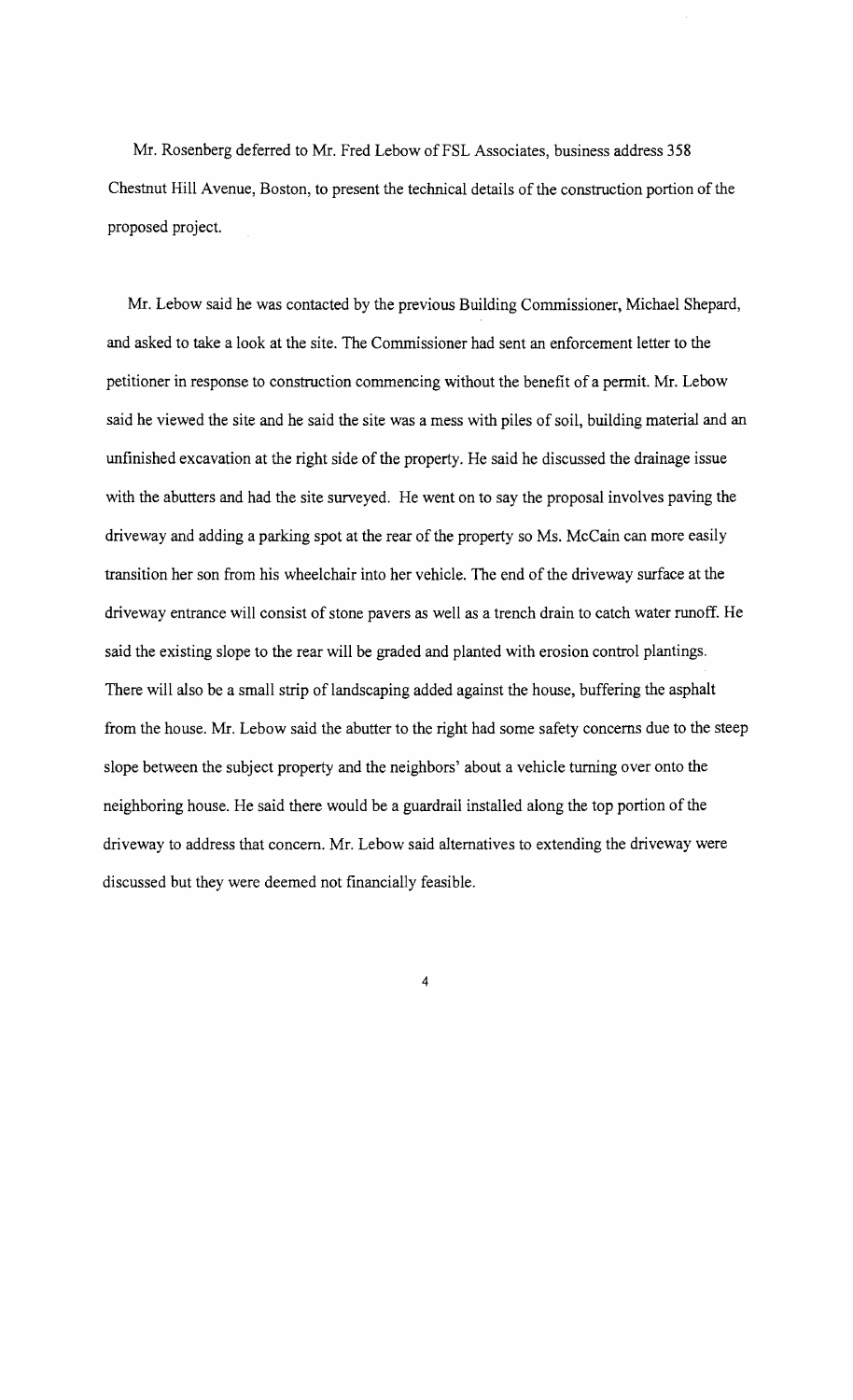Mr. Rosenberg deferred to Mr. Fred Lebow of FSL Associates, business address 358 Chestnut Hill Avenue, Boston, to present the technical details of the construction portion of the proposed project.

Mr. Lebow said he was contacted by the previous Building Commissioner, Michael Shepard, and asked to take a look at the site. The Commissioner had sent an enforcement letter to the petitioner in response to construction commencing without the benefit of a permit. Mr. Lebow said he viewed the site and he said the site was a mess with piles of soil, building material and an unfinished excavation at the right side of the property. He said he discussed the drainage issue with the abutters and had the site surveyed. He went on to say the proposal involves paving the driveway and adding a parking spot at the rear of the property so Ms. McCain can more easily transition her son from his wheelchair into her vehicle. The end of the driveway surface at the driveway entrance will consist of stone pavers as well as a trench drain to catch water runoff. He said the existing slope to the rear will be graded and planted with erosion control plantings. There will also be a small strip of landscaping added against the house, buffering the asphalt from the house. Mr. Lebow said the abutter to the right had some safety concerns due to the steep slope between the subject property and the neighbors' about a vehicle turning over onto the neighboring house. He said there would be a guardrail installed along the top portion of the driveway to address that concern. Mr. Lebow said alternatives to extending the driveway were discussed but they were deemed not financially feasible.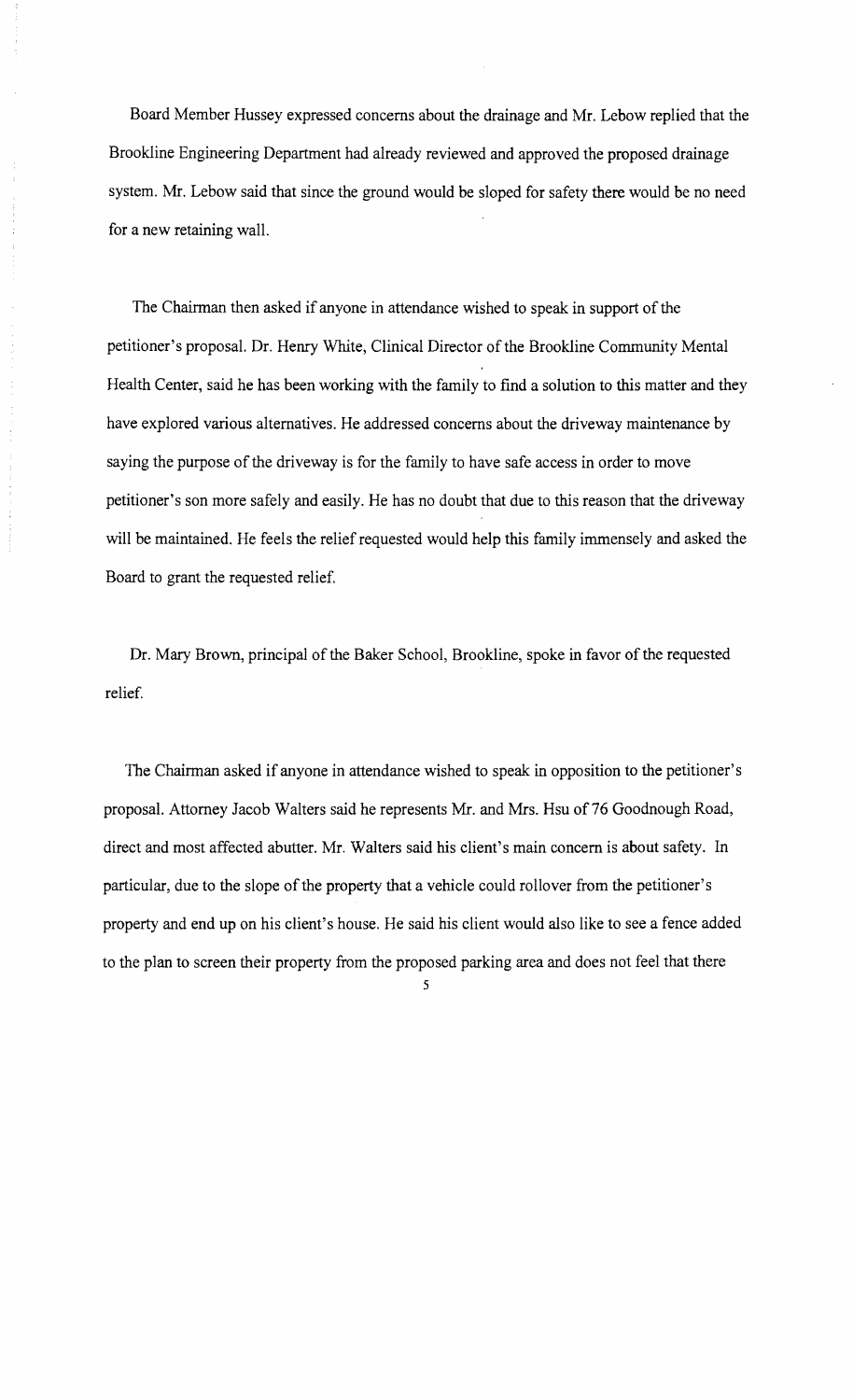Board Member Hussey expressed concerns about the drainage and Mr. Lebow replied that the Brookline Engineering Department had already reviewed and approved the proposed drainage system. Mr. Lebow said that since the ground would be sloped for safety there would be no need for a new retaining wall.

The Chairman then asked if anyone in attendance wished to speak in support of the petitioner's proposal. Dr. Henry White, Clinical Director of the Brookline Community Mental Health Center, said he has been working with the family to find a solution to this matter and they have explored various alternatives. He addressed concerns about the driveway maintenance by saying the purpose of the driveway is for the family to have safe access in order to move petitioner's son more safely and easily. He has no doubt that due to this reason that the driveway will be maintained. He feels the relief requested would help this family immensely and asked the Board to grant the requested relief.

Dr. Mary Brown, principal of the Baker School, Brookline, spoke in favor of the requested relief.

The Chairman asked if anyone in attendance wished to speak in opposition to the petitioner's proposal. Attorney Jacob Walters said he represents Mr. and Mrs. Hsu of 76 Goodnough Road, direct and most affected abutter. Mr. Walters said his client's main concern is about safety. In particular, due to the slope of the property that a vehicle could rollover from the petitioner's property and end up on his client's house. He said his client would also like to see a fence added to the plan to screen their property from the proposed parking area and does not feel that there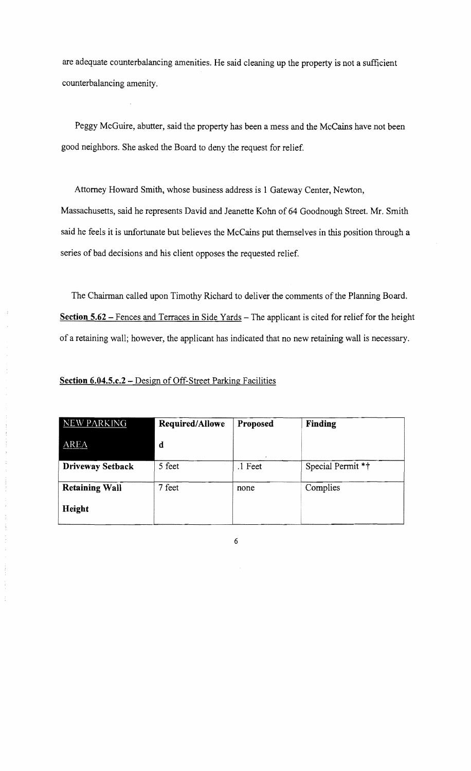are adequate counterbalancing amenities. He said cleaning up the property is not a sufficient counterbalancing amenity.

Peggy McGuire, abutter, said the property has been a mess and the McCains have not been good neighbors. She asked the Board to deny the request for relief.

Attorney Howard Smith, whose business address is 1 Gateway Center, Newton, Massachusetts, said he represents David and Jeanette Kohn of 64 Goodnough Street. Mr. Smith said he feels it is unfortunate but believes the McCains put themselves in this position through a series of bad decisions and his client opposes the requested relief.

The Chairman called upon Timothy Richard to deliver the comments of the Planning Board. **Section 5.62** – Fences and Terraces in Side Yards – The applicant is cited for relief for the height of a retaining wall; however, the applicant has indicated that no new retaining wall is necessary.

**Section 6.04.5.c.2** – Design of Off-Street Parking Facilities

| NEW PARKING AREA | Required/Allowed | Proposed | Finding |
|---|---|---|---|
| **Driveway Setback** | 5 feet | .1 Feet | Special Permit *† |
| **Retaining Wall Height** | 7 feet | none | Complies |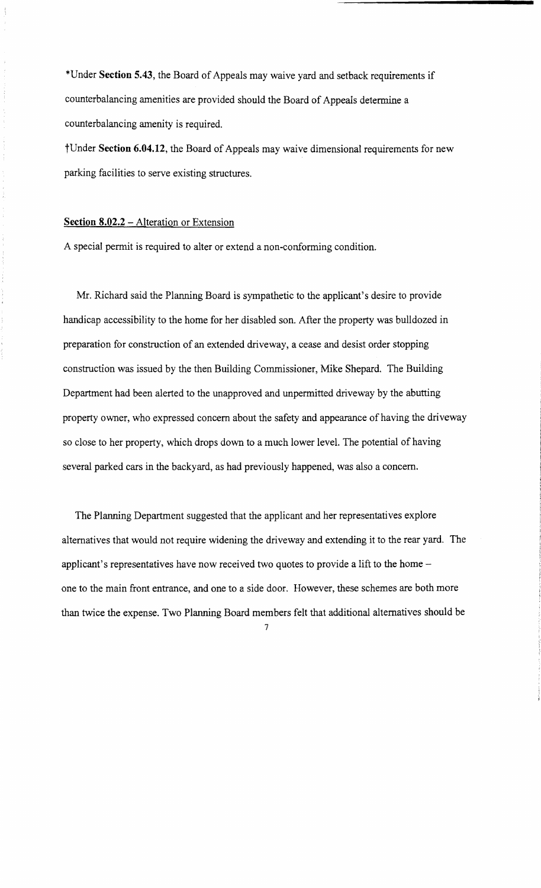*Under **Section 5.43**, the Board of Appeals may waive yard and setback requirements if counterbalancing amenities are provided should the Board of Appeals determine a counterbalancing amenity is required.

†Under **Section 6.04.12**, the Board of Appeals may waive dimensional requirements for new parking facilities to serve existing structures.

**Section 8.02.2** – Alteration or Extension

A special permit is required to alter or extend a non-conforming condition.

Mr. Richard said the Planning Board is sympathetic to the applicant's desire to provide handicap accessibility to the home for her disabled son. After the property was bulldozed in preparation for construction of an extended driveway, a cease and desist order stopping construction was issued by the then Building Commissioner, Mike Shepard. The Building Department had been alerted to the unapproved and unpermitted driveway by the abutting property owner, who expressed concern about the safety and appearance of having the driveway so close to her property, which drops down to a much lower level. The potential of having several parked cars in the backyard, as had previously happened, was also a concern.

The Planning Department suggested that the applicant and her representatives explore alternatives that would not require widening the driveway and extending it to the rear yard. The applicant's representatives have now received two quotes to provide a lift to the home – one to the main front entrance, and one to a side door. However, these schemes are both more than twice the expense. Two Planning Board members felt that additional alternatives should be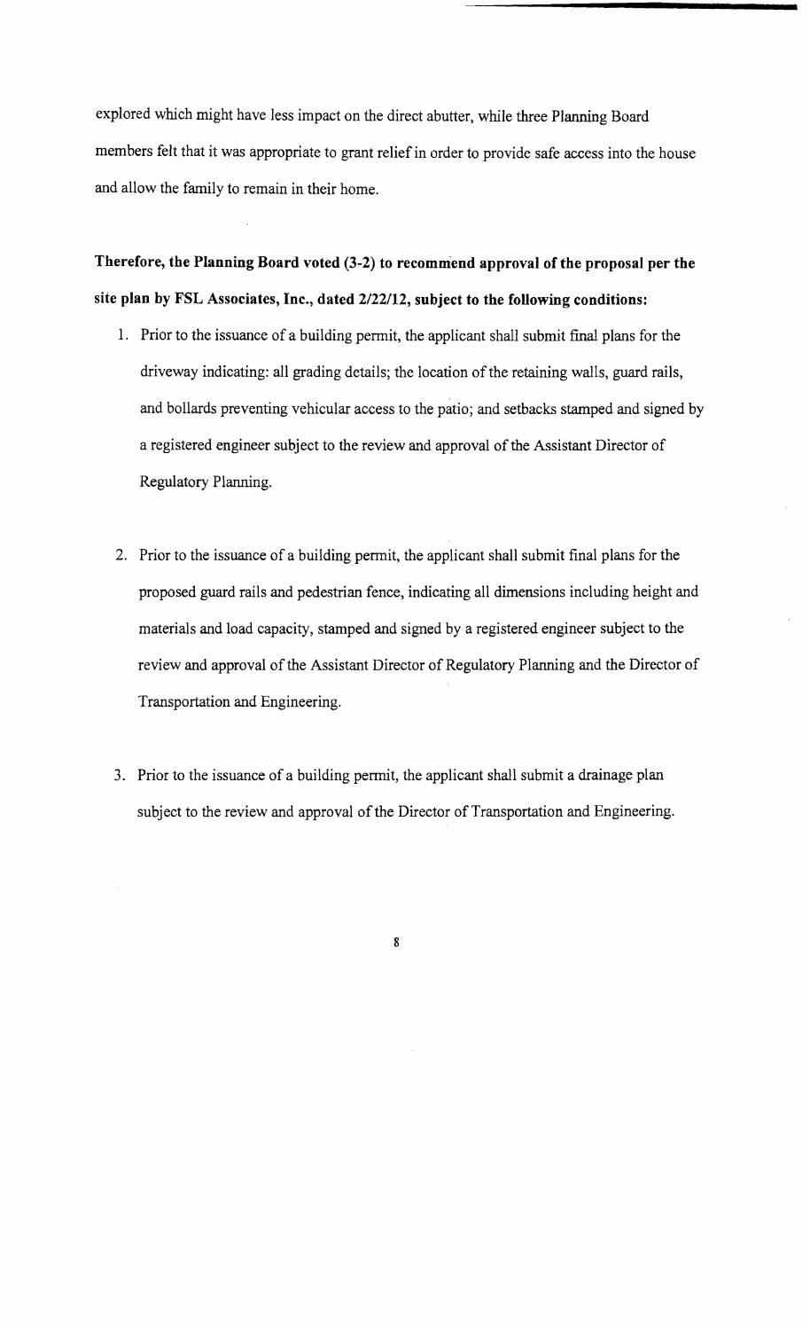explored which might have less impact on the direct abutter, while three Planning Board members felt that it was appropriate to grant relief in order to provide safe access into the house and allow the family to remain in their home.

**Therefore, the Planning Board voted (3-2) to recommend approval of the proposal per the site plan by FSL Associates, Inc., dated 2/22/12, subject to the following conditions:**

1. Prior to the issuance of a building permit, the applicant shall submit final plans for the driveway indicating: all grading details; the location of the retaining walls, guard rails, and bollards preventing vehicular access to the patio; and setbacks stamped and signed by a registered engineer subject to the review and approval of the Assistant Director of Regulatory Planning.

2. Prior to the issuance of a building permit, the applicant shall submit final plans for the proposed guard rails and pedestrian fence, indicating all dimensions including height and materials and load capacity, stamped and signed by a registered engineer subject to the review and approval of the Assistant Director of Regulatory Planning and the Director of Transportation and Engineering.

3. Prior to the issuance of a building permit, the applicant shall submit a drainage plan subject to the review and approval of the Director of Transportation and Engineering.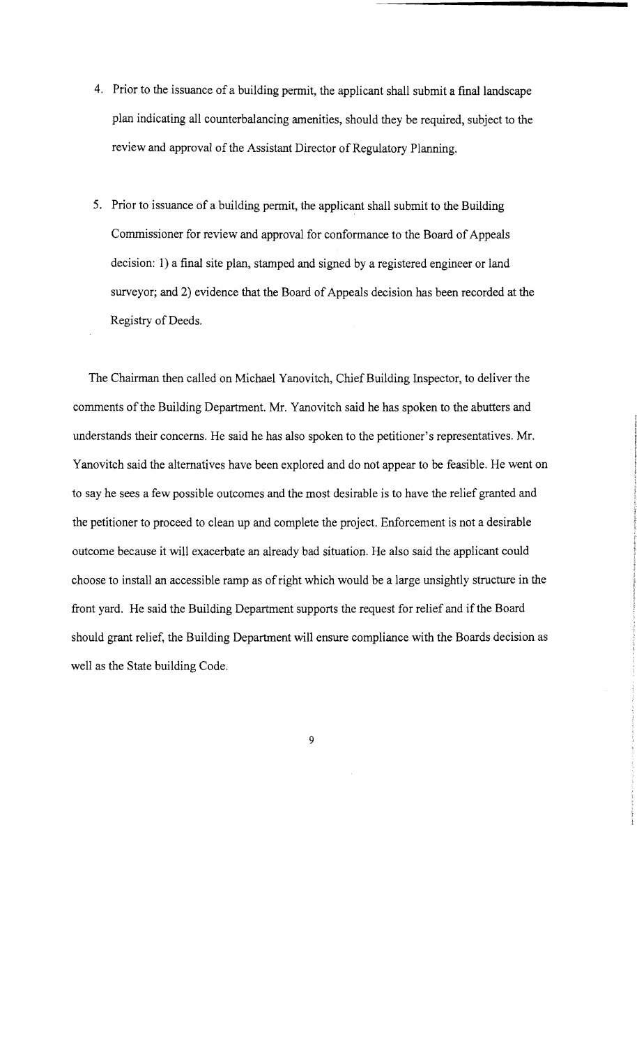4. Prior to the issuance of a building permit, the applicant shall submit a final landscape plan indicating all counterbalancing amenities, should they be required, subject to the review and approval of the Assistant Director of Regulatory Planning.

5. Prior to issuance of a building permit, the applicant shall submit to the Building Commissioner for review and approval for conformance to the Board of Appeals decision: 1) a final site plan, stamped and signed by a registered engineer or land surveyor; and 2) evidence that the Board of Appeals decision has been recorded at the Registry of Deeds.

The Chairman then called on Michael Yanovitch, Chief Building Inspector, to deliver the comments of the Building Department. Mr. Yanovitch said he has spoken to the abutters and understands their concerns. He said he has also spoken to the petitioner's representatives. Mr. Yanovitch said the alternatives have been explored and do not appear to be feasible. He went on to say he sees a few possible outcomes and the most desirable is to have the relief granted and the petitioner to proceed to clean up and complete the project. Enforcement is not a desirable outcome because it will exacerbate an already bad situation. He also said the applicant could choose to install an accessible ramp as of right which would be a large unsightly structure in the front yard. He said the Building Department supports the request for relief and if the Board should grant relief, the Building Department will ensure compliance with the Boards decision as well as the State building Code.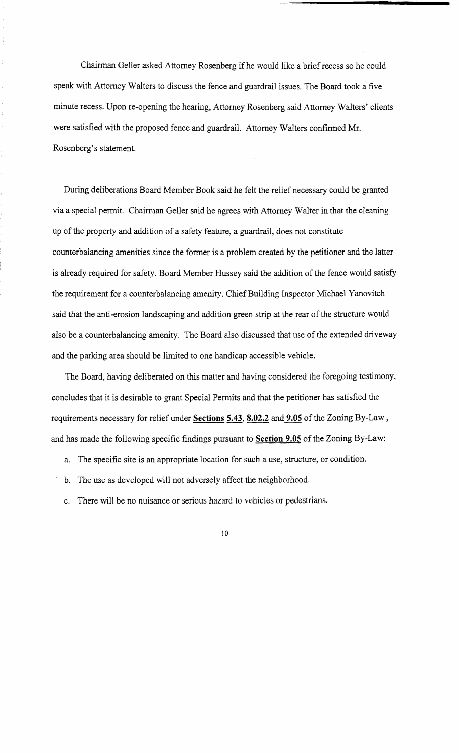Chairman Geller asked Attorney Rosenberg if he would like a brief recess so he could speak with Attorney Walters to discuss the fence and guardrail issues. The Board took a five minute recess. Upon re-opening the hearing, Attorney Rosenberg said Attorney Walters' clients were satisfied with the proposed fence and guardrail. Attorney Walters confirmed Mr. Rosenberg's statement.

During deliberations Board Member Book said he felt the relief necessary could be granted via a special permit. Chairman Geller said he agrees with Attorney Walter in that the cleaning up of the property and addition of a safety feature, a guardrail, does not constitute counterbalancing amenities since the former is a problem created by the petitioner and the latter is already required for safety. Board Member Hussey said the addition of the fence would satisfy the requirement for a counterbalancing amenity. Chief Building Inspector Michael Yanovitch said that the anti-erosion landscaping and addition green strip at the rear of the structure would also be a counterbalancing amenity. The Board also discussed that use of the extended driveway and the parking area should be limited to one handicap accessible vehicle.

The Board, having deliberated on this matter and having considered the foregoing testimony, concludes that it is desirable to grant Special Permits and that the petitioner has satisfied the requirements necessary for relief under **Sections 5.43**, **8.02.2** and **9.05** of the Zoning By-Law, and has made the following specific findings pursuant to **Section 9.05** of the Zoning By-Law:

a. The specific site is an appropriate location for such a use, structure, or condition.

b. The use as developed will not adversely affect the neighborhood.

c. There will be no nuisance or serious hazard to vehicles or pedestrians.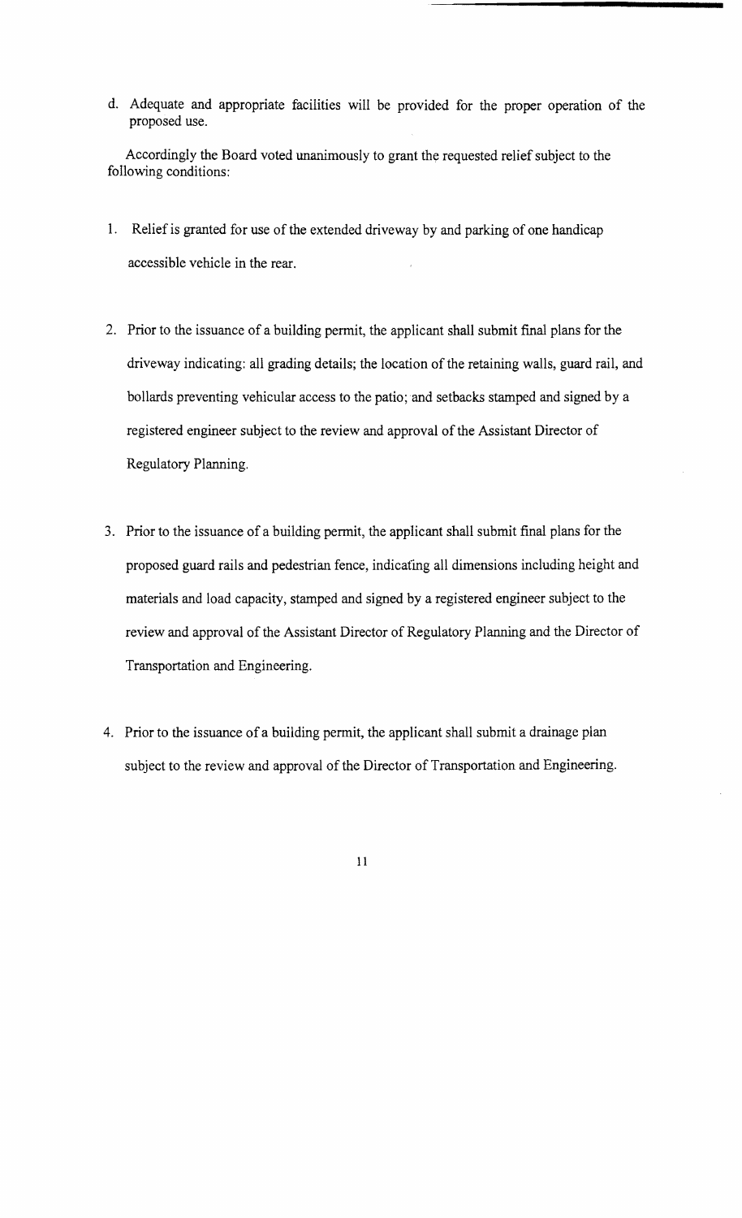d. Adequate and appropriate facilities will be provided for the proper operation of the proposed use.

Accordingly the Board voted unanimously to grant the requested relief subject to the following conditions:

1. Relief is granted for use of the extended driveway by and parking of one handicap accessible vehicle in the rear.

2. Prior to the issuance of a building permit, the applicant shall submit final plans for the driveway indicating: all grading details; the location of the retaining walls, guard rail, and bollards preventing vehicular access to the patio; and setbacks stamped and signed by a registered engineer subject to the review and approval of the Assistant Director of Regulatory Planning.

3. Prior to the issuance of a building permit, the applicant shall submit final plans for the proposed guard rails and pedestrian fence, indicating all dimensions including height and materials and load capacity, stamped and signed by a registered engineer subject to the review and approval of the Assistant Director of Regulatory Planning and the Director of Transportation and Engineering.

4. Prior to the issuance of a building permit, the applicant shall submit a drainage plan subject to the review and approval of the Director of Transportation and Engineering.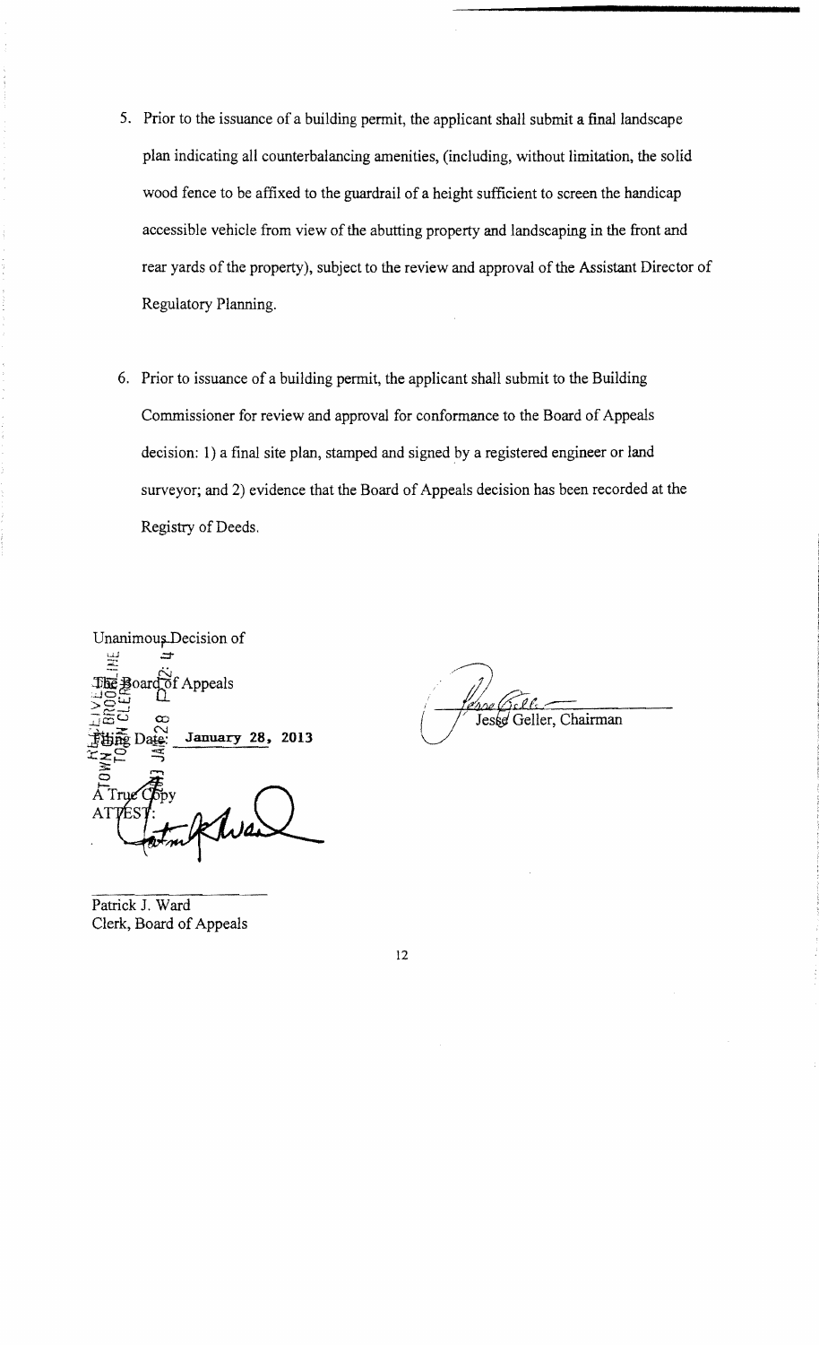5. Prior to the issuance of a building permit, the applicant shall submit a final landscape plan indicating all counterbalancing amenities, (including, without limitation, the solid wood fence to be affixed to the guardrail of a height sufficient to screen the handicap accessible vehicle from view of the abutting property and landscaping in the front and rear yards of the property), subject to the review and approval of the Assistant Director of Regulatory Planning.

6. Prior to issuance of a building permit, the applicant shall submit to the Building Commissioner for review and approval for conformance to the Board of Appeals decision: 1) a final site plan, stamped and signed by a registered engineer or land surveyor; and 2) evidence that the Board of Appeals decision has been recorded at the Registry of Deeds.

Unanimous Decision of
The Board of Appeals

Filing Date: **January 28, 2013**

RECEIVED
TOWN OF BROOKLINE
TOWN CLERK
2013 JAN 28 P 2: 4

A True Copy
ATTEST:

Patrick J. Ward
Clerk, Board of Appeals

Jesse Geller, Chairman